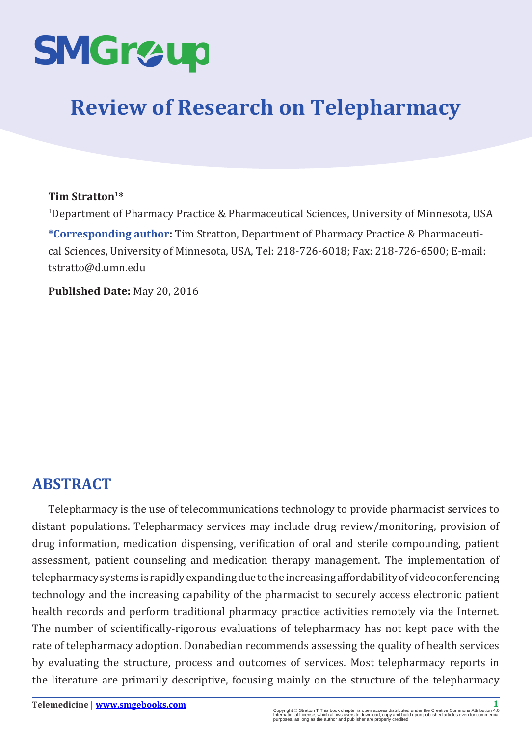# Review of Research on Telepharmacy

**Tim Stratton[1]***

[1]Department of Pharmacy Practice & Pharmaceutical Sciences, University of Minnesota, USA

***Corresponding author:** Tim Stratton, Department of Pharmacy Practice & Pharmaceutical Sciences, University of Minnesota, USA, Tel: 218-726-6018; Fax: 218-726-6500; E-mail: tstratto@d.umn.edu

**Published Date:** May 20, 2016

## ABSTRACT

Telepharmacy is the use of telecommunications technology to provide pharmacist services to distant populations. Telepharmacy services may include drug review/monitoring, provision of drug information, medication dispensing, verification of oral and sterile compounding, patient assessment, patient counseling and medication therapy management. The implementation of telepharmacy systems is rapidly expanding due to the increasing affordability of videoconferencing technology and the increasing capability of the pharmacist to securely access electronic patient health records and perform traditional pharmacy practice activities remotely via the Internet. The number of scientifically-rigorous evaluations of telepharmacy has not kept pace with the rate of telepharmacy adoption. Donabedian recommends assessing the quality of health services by evaluating the structure, process and outcomes of services. Most telepharmacy reports in the literature are primarily descriptive, focusing mainly on the structure of the telepharmacy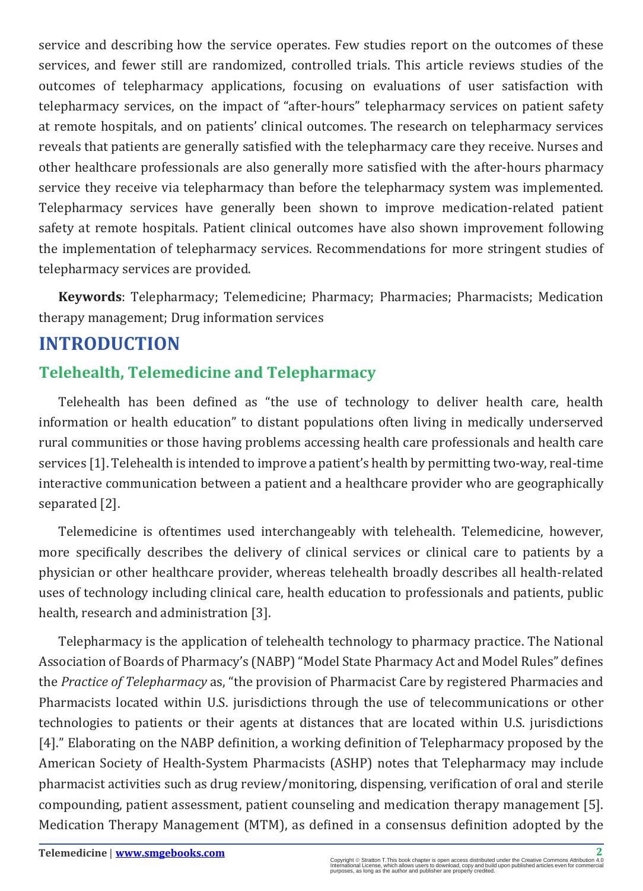service and describing how the service operates. Few studies report on the outcomes of these services, and fewer still are randomized, controlled trials. This article reviews studies of the outcomes of telepharmacy applications, focusing on evaluations of user satisfaction with telepharmacy services, on the impact of "after-hours" telepharmacy services on patient safety at remote hospitals, and on patients' clinical outcomes. The research on telepharmacy services reveals that patients are generally satisfied with the telepharmacy care they receive. Nurses and other healthcare professionals are also generally more satisfied with the after-hours pharmacy service they receive via telepharmacy than before the telepharmacy system was implemented. Telepharmacy services have generally been shown to improve medication-related patient safety at remote hospitals. Patient clinical outcomes have also shown improvement following the implementation of telepharmacy services. Recommendations for more stringent studies of telepharmacy services are provided.

**Keywords**: Telepharmacy; Telemedicine; Pharmacy; Pharmacies; Pharmacists; Medication therapy management; Drug information services

# INTRODUCTION

## Telehealth, Telemedicine and Telepharmacy

Telehealth has been defined as "the use of technology to deliver health care, health information or health education" to distant populations often living in medically underserved rural communities or those having problems accessing health care professionals and health care services [1]. Telehealth is intended to improve a patient's health by permitting two-way, real-time interactive communication between a patient and a healthcare provider who are geographically separated [2].

Telemedicine is oftentimes used interchangeably with telehealth. Telemedicine, however, more specifically describes the delivery of clinical services or clinical care to patients by a physician or other healthcare provider, whereas telehealth broadly describes all health-related uses of technology including clinical care, health education to professionals and patients, public health, research and administration [3].

Telepharmacy is the application of telehealth technology to pharmacy practice. The National Association of Boards of Pharmacy's (NABP) "Model State Pharmacy Act and Model Rules" defines the *Practice of Telepharmacy* as, "the provision of Pharmacist Care by registered Pharmacies and Pharmacists located within U.S. jurisdictions through the use of telecommunications or other technologies to patients or their agents at distances that are located within U.S. jurisdictions [4]." Elaborating on the NABP definition, a working definition of Telepharmacy proposed by the American Society of Health-System Pharmacists (ASHP) notes that Telepharmacy may include pharmacist activities such as drug review/monitoring, dispensing, verification of oral and sterile compounding, patient assessment, patient counseling and medication therapy management [5]. Medication Therapy Management (MTM), as defined in a consensus definition adopted by the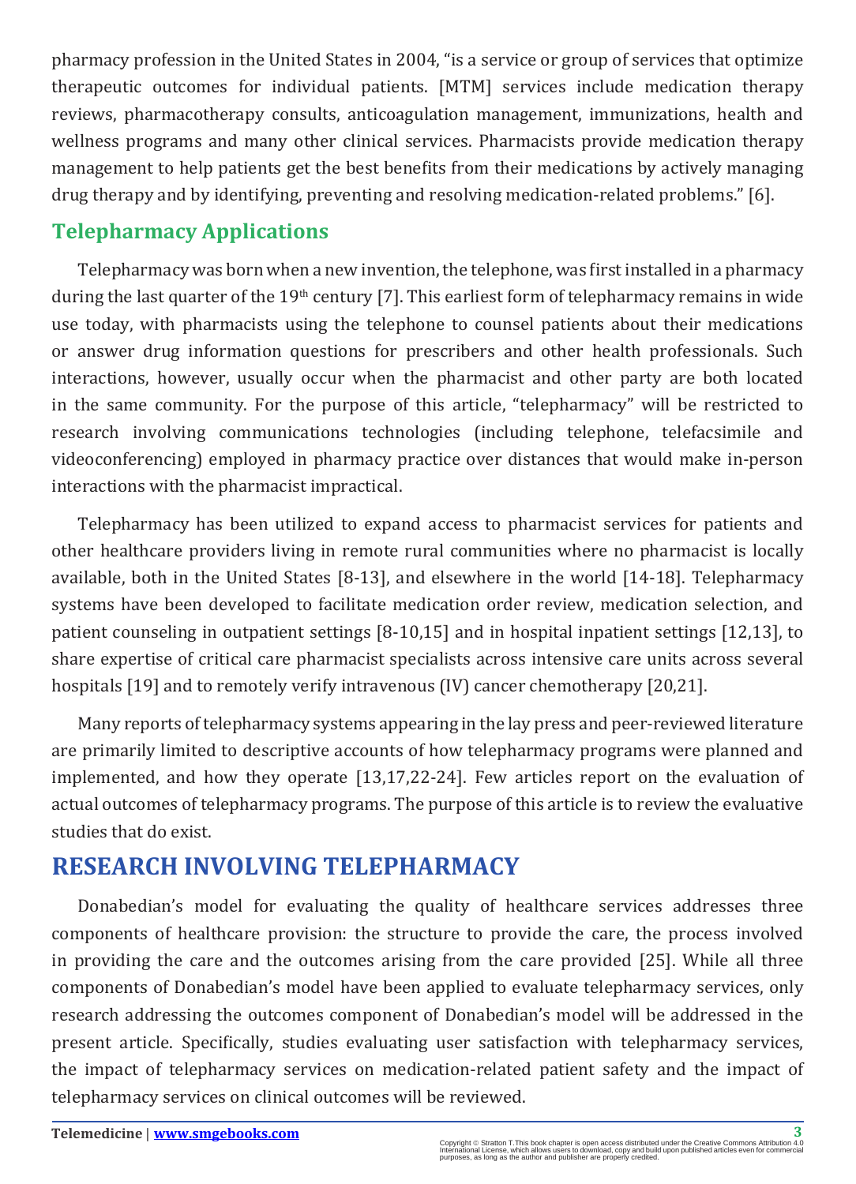pharmacy profession in the United States in 2004, "is a service or group of services that optimize therapeutic outcomes for individual patients. [MTM] services include medication therapy reviews, pharmacotherapy consults, anticoagulation management, immunizations, health and wellness programs and many other clinical services. Pharmacists provide medication therapy management to help patients get the best benefits from their medications by actively managing drug therapy and by identifying, preventing and resolving medication-related problems." [6].

## Telepharmacy Applications

Telepharmacy was born when a new invention, the telephone, was first installed in a pharmacy during the last quarter of the 19th century [7]. This earliest form of telepharmacy remains in wide use today, with pharmacists using the telephone to counsel patients about their medications or answer drug information questions for prescribers and other health professionals. Such interactions, however, usually occur when the pharmacist and other party are both located in the same community. For the purpose of this article, "telepharmacy" will be restricted to research involving communications technologies (including telephone, telefacsimile and videoconferencing) employed in pharmacy practice over distances that would make in-person interactions with the pharmacist impractical.

Telepharmacy has been utilized to expand access to pharmacist services for patients and other healthcare providers living in remote rural communities where no pharmacist is locally available, both in the United States [8-13], and elsewhere in the world [14-18]. Telepharmacy systems have been developed to facilitate medication order review, medication selection, and patient counseling in outpatient settings [8-10,15] and in hospital inpatient settings [12,13], to share expertise of critical care pharmacist specialists across intensive care units across several hospitals [19] and to remotely verify intravenous (IV) cancer chemotherapy [20,21].

Many reports of telepharmacy systems appearing in the lay press and peer-reviewed literature are primarily limited to descriptive accounts of how telepharmacy programs were planned and implemented, and how they operate [13,17,22-24]. Few articles report on the evaluation of actual outcomes of telepharmacy programs. The purpose of this article is to review the evaluative studies that do exist.

# RESEARCH INVOLVING TELEPHARMACY

Donabedian's model for evaluating the quality of healthcare services addresses three components of healthcare provision: the structure to provide the care, the process involved in providing the care and the outcomes arising from the care provided [25]. While all three components of Donabedian's model have been applied to evaluate telepharmacy services, only research addressing the outcomes component of Donabedian's model will be addressed in the present article. Specifically, studies evaluating user satisfaction with telepharmacy services, the impact of telepharmacy services on medication-related patient safety and the impact of telepharmacy services on clinical outcomes will be reviewed.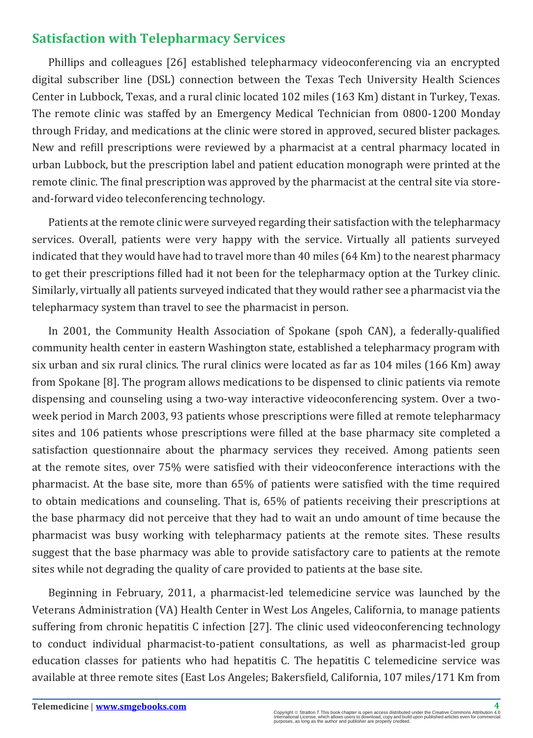## Satisfaction with Telepharmacy Services

Phillips and colleagues [26] established telepharmacy videoconferencing via an encrypted digital subscriber line (DSL) connection between the Texas Tech University Health Sciences Center in Lubbock, Texas, and a rural clinic located 102 miles (163 Km) distant in Turkey, Texas. The remote clinic was staffed by an Emergency Medical Technician from 0800-1200 Monday through Friday, and medications at the clinic were stored in approved, secured blister packages. New and refill prescriptions were reviewed by a pharmacist at a central pharmacy located in urban Lubbock, but the prescription label and patient education monograph were printed at the remote clinic. The final prescription was approved by the pharmacist at the central site via store-and-forward video teleconferencing technology.

Patients at the remote clinic were surveyed regarding their satisfaction with the telepharmacy services. Overall, patients were very happy with the service. Virtually all patients surveyed indicated that they would have had to travel more than 40 miles (64 Km) to the nearest pharmacy to get their prescriptions filled had it not been for the telepharmacy option at the Turkey clinic. Similarly, virtually all patients surveyed indicated that they would rather see a pharmacist via the telepharmacy system than travel to see the pharmacist in person.

In 2001, the Community Health Association of Spokane (spoh CAN), a federally-qualified community health center in eastern Washington state, established a telepharmacy program with six urban and six rural clinics. The rural clinics were located as far as 104 miles (166 Km) away from Spokane [8]. The program allows medications to be dispensed to clinic patients via remote dispensing and counseling using a two-way interactive videoconferencing system. Over a two-week period in March 2003, 93 patients whose prescriptions were filled at remote telepharmacy sites and 106 patients whose prescriptions were filled at the base pharmacy site completed a satisfaction questionnaire about the pharmacy services they received. Among patients seen at the remote sites, over 75% were satisfied with their videoconference interactions with the pharmacist. At the base site, more than 65% of patients were satisfied with the time required to obtain medications and counseling. That is, 65% of patients receiving their prescriptions at the base pharmacy did not perceive that they had to wait an undo amount of time because the pharmacist was busy working with telepharmacy patients at the remote sites. These results suggest that the base pharmacy was able to provide satisfactory care to patients at the remote sites while not degrading the quality of care provided to patients at the base site.

Beginning in February, 2011, a pharmacist-led telemedicine service was launched by the Veterans Administration (VA) Health Center in West Los Angeles, California, to manage patients suffering from chronic hepatitis C infection [27]. The clinic used videoconferencing technology to conduct individual pharmacist-to-patient consultations, as well as pharmacist-led group education classes for patients who had hepatitis C. The hepatitis C telemedicine service was available at three remote sites (East Los Angeles; Bakersfield, California, 107 miles/171 Km from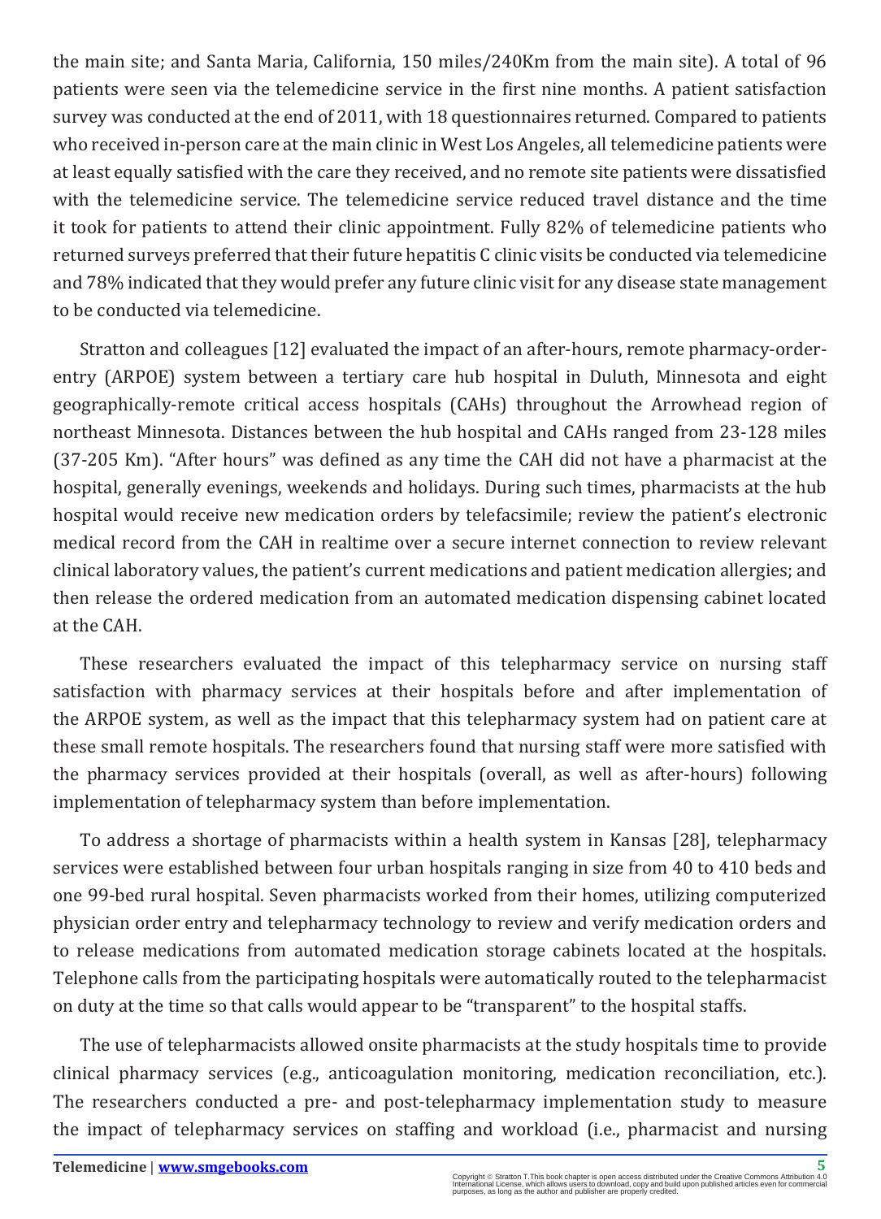the main site; and Santa Maria, California, 150 miles/240Km from the main site). A total of 96 patients were seen via the telemedicine service in the first nine months. A patient satisfaction survey was conducted at the end of 2011, with 18 questionnaires returned. Compared to patients who received in-person care at the main clinic in West Los Angeles, all telemedicine patients were at least equally satisfied with the care they received, and no remote site patients were dissatisfied with the telemedicine service. The telemedicine service reduced travel distance and the time it took for patients to attend their clinic appointment. Fully 82% of telemedicine patients who returned surveys preferred that their future hepatitis C clinic visits be conducted via telemedicine and 78% indicated that they would prefer any future clinic visit for any disease state management to be conducted via telemedicine.

Stratton and colleagues [12] evaluated the impact of an after-hours, remote pharmacy-order-entry (ARPOE) system between a tertiary care hub hospital in Duluth, Minnesota and eight geographically-remote critical access hospitals (CAHs) throughout the Arrowhead region of northeast Minnesota. Distances between the hub hospital and CAHs ranged from 23-128 miles (37-205 Km). "After hours" was defined as any time the CAH did not have a pharmacist at the hospital, generally evenings, weekends and holidays. During such times, pharmacists at the hub hospital would receive new medication orders by telefacsimile; review the patient's electronic medical record from the CAH in realtime over a secure internet connection to review relevant clinical laboratory values, the patient's current medications and patient medication allergies; and then release the ordered medication from an automated medication dispensing cabinet located at the CAH.

These researchers evaluated the impact of this telepharmacy service on nursing staff satisfaction with pharmacy services at their hospitals before and after implementation of the ARPOE system, as well as the impact that this telepharmacy system had on patient care at these small remote hospitals. The researchers found that nursing staff were more satisfied with the pharmacy services provided at their hospitals (overall, as well as after-hours) following implementation of telepharmacy system than before implementation.

To address a shortage of pharmacists within a health system in Kansas [28], telepharmacy services were established between four urban hospitals ranging in size from 40 to 410 beds and one 99-bed rural hospital. Seven pharmacists worked from their homes, utilizing computerized physician order entry and telepharmacy technology to review and verify medication orders and to release medications from automated medication storage cabinets located at the hospitals. Telephone calls from the participating hospitals were automatically routed to the telepharmacist on duty at the time so that calls would appear to be "transparent" to the hospital staffs.

The use of telepharmacists allowed onsite pharmacists at the study hospitals time to provide clinical pharmacy services (e.g., anticoagulation monitoring, medication reconciliation, etc.). The researchers conducted a pre- and post-telepharmacy implementation study to measure the impact of telepharmacy services on staffing and workload (i.e., pharmacist and nursing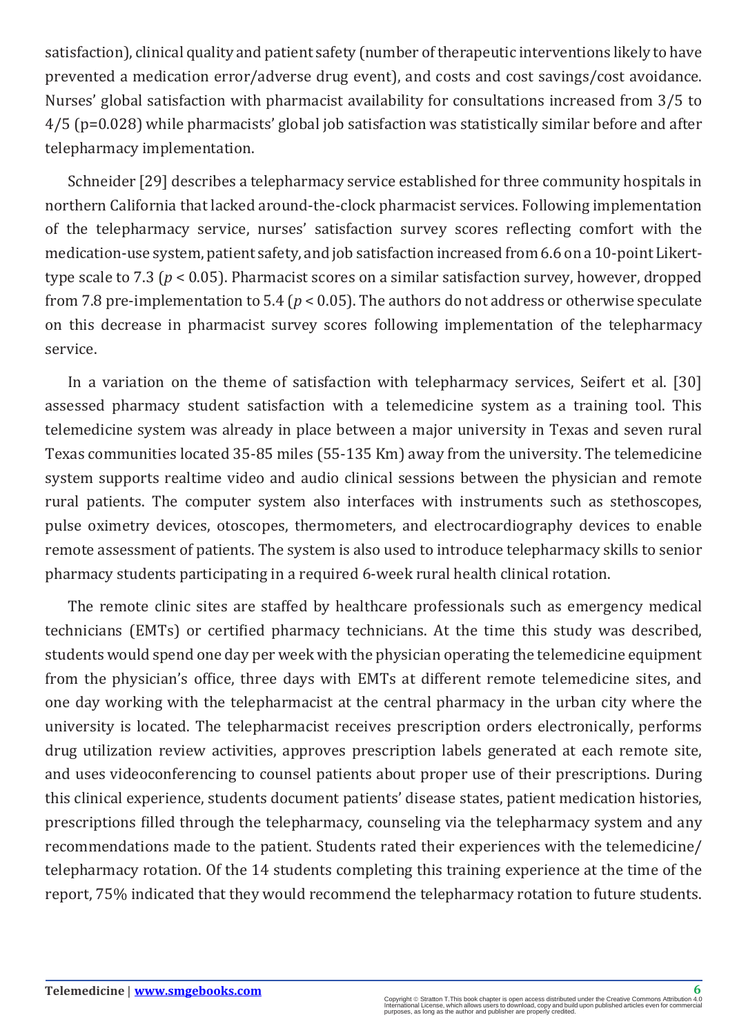satisfaction), clinical quality and patient safety (number of therapeutic interventions likely to have prevented a medication error/adverse drug event), and costs and cost savings/cost avoidance. Nurses' global satisfaction with pharmacist availability for consultations increased from 3/5 to 4/5 ($p=0.028$) while pharmacists' global job satisfaction was statistically similar before and after telepharmacy implementation.

Schneider [29] describes a telepharmacy service established for three community hospitals in northern California that lacked around-the-clock pharmacist services. Following implementation of the telepharmacy service, nurses' satisfaction survey scores reflecting comfort with the medication-use system, patient safety, and job satisfaction increased from 6.6 on a 10-point Likert-type scale to 7.3 ($p < 0.05$). Pharmacist scores on a similar satisfaction survey, however, dropped from 7.8 pre-implementation to 5.4 ($p < 0.05$). The authors do not address or otherwise speculate on this decrease in pharmacist survey scores following implementation of the telepharmacy service.

In a variation on the theme of satisfaction with telepharmacy services, Seifert et al. [30] assessed pharmacy student satisfaction with a telemedicine system as a training tool. This telemedicine system was already in place between a major university in Texas and seven rural Texas communities located 35-85 miles (55-135 Km) away from the university. The telemedicine system supports realtime video and audio clinical sessions between the physician and remote rural patients. The computer system also interfaces with instruments such as stethoscopes, pulse oximetry devices, otoscopes, thermometers, and electrocardiography devices to enable remote assessment of patients. The system is also used to introduce telepharmacy skills to senior pharmacy students participating in a required 6-week rural health clinical rotation.

The remote clinic sites are staffed by healthcare professionals such as emergency medical technicians (EMTs) or certified pharmacy technicians. At the time this study was described, students would spend one day per week with the physician operating the telemedicine equipment from the physician's office, three days with EMTs at different remote telemedicine sites, and one day working with the telepharmacist at the central pharmacy in the urban city where the university is located. The telepharmacist receives prescription orders electronically, performs drug utilization review activities, approves prescription labels generated at each remote site, and uses videoconferencing to counsel patients about proper use of their prescriptions. During this clinical experience, students document patients' disease states, patient medication histories, prescriptions filled through the telepharmacy, counseling via the telepharmacy system and any recommendations made to the patient. Students rated their experiences with the telemedicine/telepharmacy rotation. Of the 14 students completing this training experience at the time of the report, 75% indicated that they would recommend the telepharmacy rotation to future students.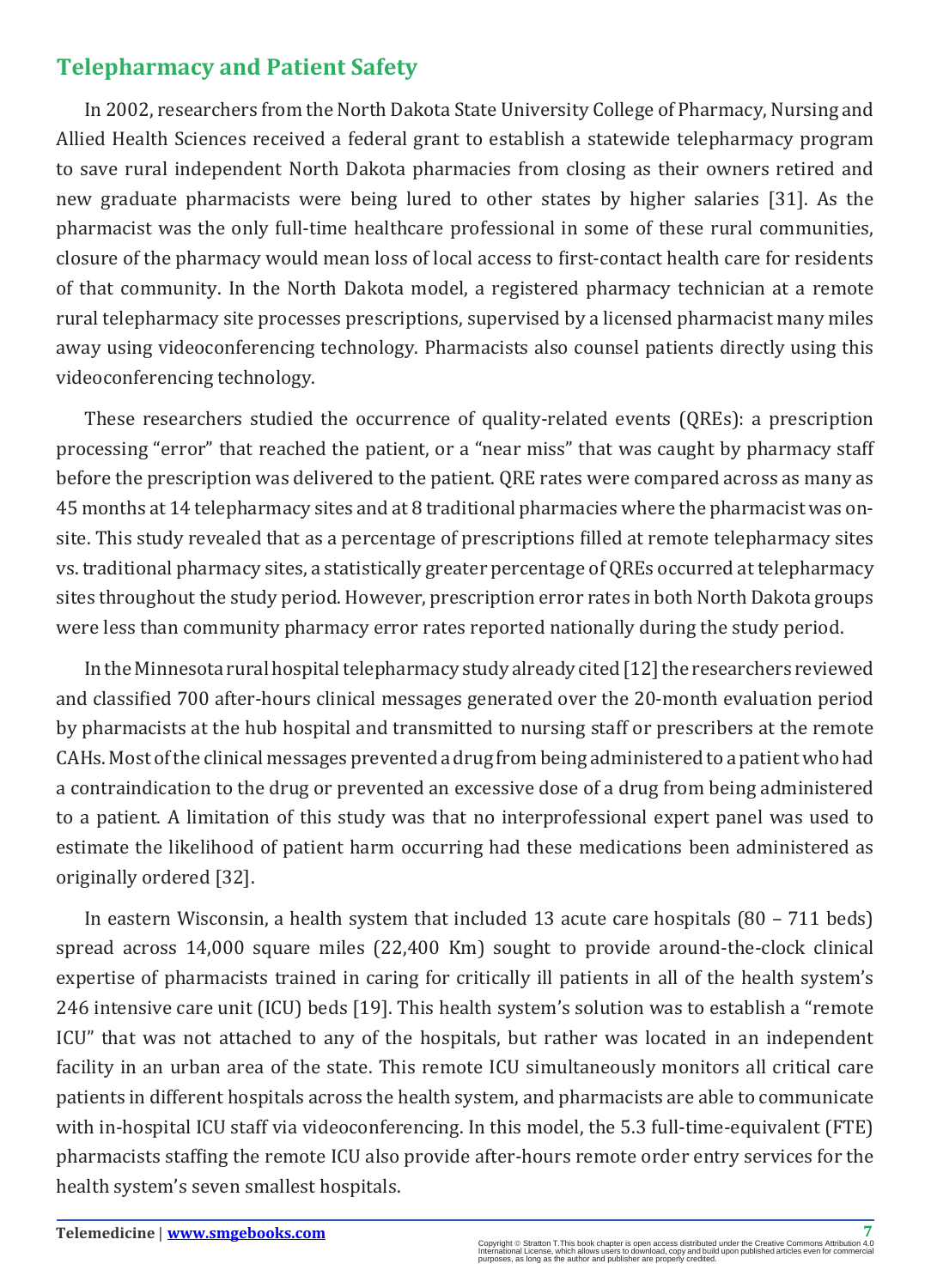## Telepharmacy and Patient Safety

In 2002, researchers from the North Dakota State University College of Pharmacy, Nursing and Allied Health Sciences received a federal grant to establish a statewide telepharmacy program to save rural independent North Dakota pharmacies from closing as their owners retired and new graduate pharmacists were being lured to other states by higher salaries [31]. As the pharmacist was the only full-time healthcare professional in some of these rural communities, closure of the pharmacy would mean loss of local access to first-contact health care for residents of that community. In the North Dakota model, a registered pharmacy technician at a remote rural telepharmacy site processes prescriptions, supervised by a licensed pharmacist many miles away using videoconferencing technology. Pharmacists also counsel patients directly using this videoconferencing technology.

These researchers studied the occurrence of quality-related events (QREs): a prescription processing "error" that reached the patient, or a "near miss" that was caught by pharmacy staff before the prescription was delivered to the patient. QRE rates were compared across as many as 45 months at 14 telepharmacy sites and at 8 traditional pharmacies where the pharmacist was on-site. This study revealed that as a percentage of prescriptions filled at remote telepharmacy sites vs. traditional pharmacy sites, a statistically greater percentage of QREs occurred at telepharmacy sites throughout the study period. However, prescription error rates in both North Dakota groups were less than community pharmacy error rates reported nationally during the study period.

In the Minnesota rural hospital telepharmacy study already cited [12] the researchers reviewed and classified 700 after-hours clinical messages generated over the 20-month evaluation period by pharmacists at the hub hospital and transmitted to nursing staff or prescribers at the remote CAHs. Most of the clinical messages prevented a drug from being administered to a patient who had a contraindication to the drug or prevented an excessive dose of a drug from being administered to a patient. A limitation of this study was that no interprofessional expert panel was used to estimate the likelihood of patient harm occurring had these medications been administered as originally ordered [32].

In eastern Wisconsin, a health system that included 13 acute care hospitals (80 – 711 beds) spread across 14,000 square miles (22,400 Km) sought to provide around-the-clock clinical expertise of pharmacists trained in caring for critically ill patients in all of the health system's 246 intensive care unit (ICU) beds [19]. This health system's solution was to establish a "remote ICU" that was not attached to any of the hospitals, but rather was located in an independent facility in an urban area of the state. This remote ICU simultaneously monitors all critical care patients in different hospitals across the health system, and pharmacists are able to communicate with in-hospital ICU staff via videoconferencing. In this model, the 5.3 full-time-equivalent (FTE) pharmacists staffing the remote ICU also provide after-hours remote order entry services for the health system's seven smallest hospitals.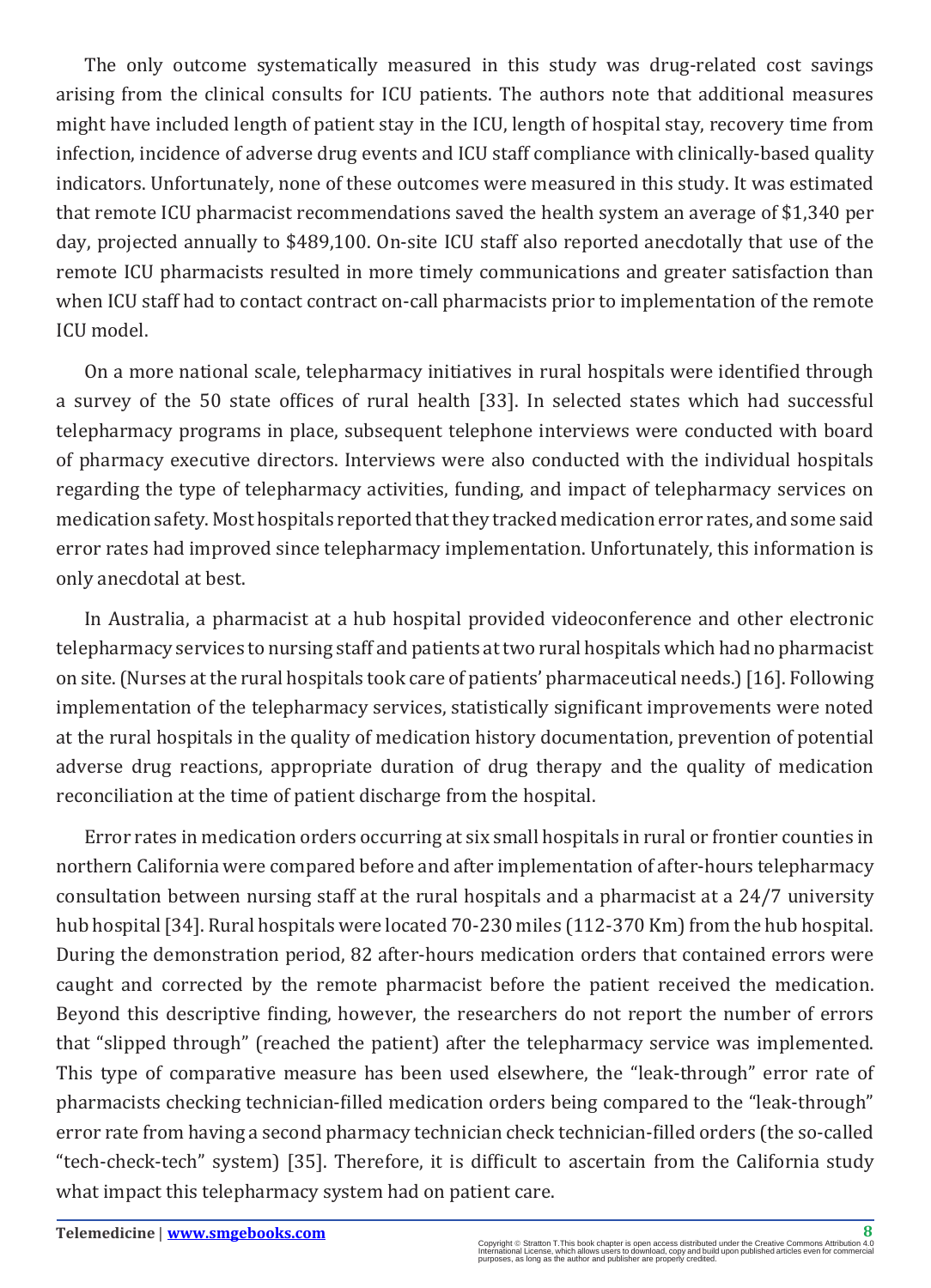The only outcome systematically measured in this study was drug-related cost savings arising from the clinical consults for ICU patients. The authors note that additional measures might have included length of patient stay in the ICU, length of hospital stay, recovery time from infection, incidence of adverse drug events and ICU staff compliance with clinically-based quality indicators. Unfortunately, none of these outcomes were measured in this study. It was estimated that remote ICU pharmacist recommendations saved the health system an average of $1,340 per day, projected annually to $489,100. On-site ICU staff also reported anecdotally that use of the remote ICU pharmacists resulted in more timely communications and greater satisfaction than when ICU staff had to contact contract on-call pharmacists prior to implementation of the remote ICU model.

On a more national scale, telepharmacy initiatives in rural hospitals were identified through a survey of the 50 state offices of rural health [33]. In selected states which had successful telepharmacy programs in place, subsequent telephone interviews were conducted with board of pharmacy executive directors. Interviews were also conducted with the individual hospitals regarding the type of telepharmacy activities, funding, and impact of telepharmacy services on medication safety. Most hospitals reported that they tracked medication error rates, and some said error rates had improved since telepharmacy implementation. Unfortunately, this information is only anecdotal at best.

In Australia, a pharmacist at a hub hospital provided videoconference and other electronic telepharmacy services to nursing staff and patients at two rural hospitals which had no pharmacist on site. (Nurses at the rural hospitals took care of patients' pharmaceutical needs.) [16]. Following implementation of the telepharmacy services, statistically significant improvements were noted at the rural hospitals in the quality of medication history documentation, prevention of potential adverse drug reactions, appropriate duration of drug therapy and the quality of medication reconciliation at the time of patient discharge from the hospital.

Error rates in medication orders occurring at six small hospitals in rural or frontier counties in northern California were compared before and after implementation of after-hours telepharmacy consultation between nursing staff at the rural hospitals and a pharmacist at a 24/7 university hub hospital [34]. Rural hospitals were located 70-230 miles (112-370 Km) from the hub hospital. During the demonstration period, 82 after-hours medication orders that contained errors were caught and corrected by the remote pharmacist before the patient received the medication. Beyond this descriptive finding, however, the researchers do not report the number of errors that "slipped through" (reached the patient) after the telepharmacy service was implemented. This type of comparative measure has been used elsewhere, the "leak-through" error rate of pharmacists checking technician-filled medication orders being compared to the "leak-through" error rate from having a second pharmacy technician check technician-filled orders (the so-called "tech-check-tech" system) [35]. Therefore, it is difficult to ascertain from the California study what impact this telepharmacy system had on patient care.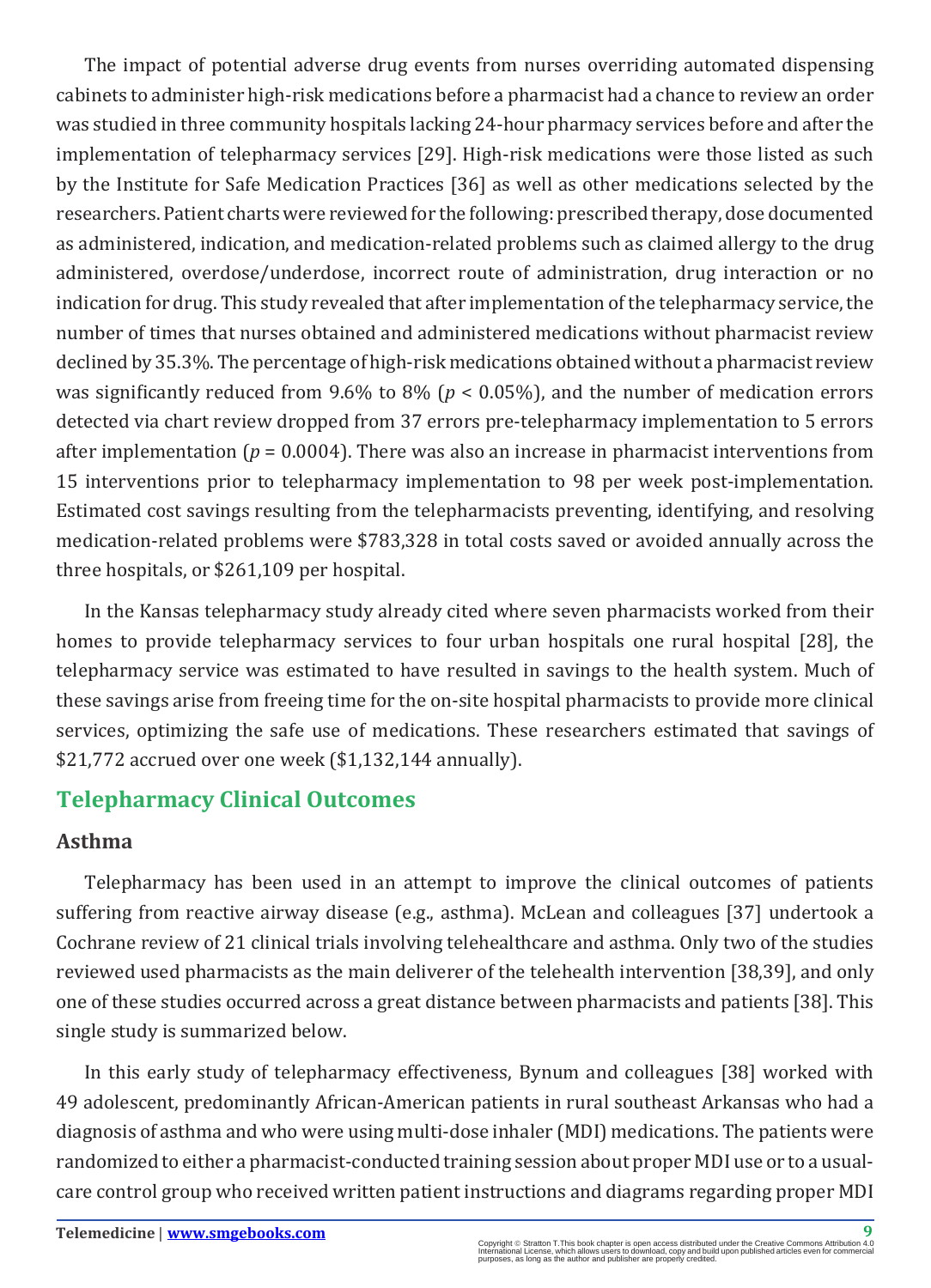The impact of potential adverse drug events from nurses overriding automated dispensing cabinets to administer high-risk medications before a pharmacist had a chance to review an order was studied in three community hospitals lacking 24-hour pharmacy services before and after the implementation of telepharmacy services [29]. High-risk medications were those listed as such by the Institute for Safe Medication Practices [36] as well as other medications selected by the researchers. Patient charts were reviewed for the following: prescribed therapy, dose documented as administered, indication, and medication-related problems such as claimed allergy to the drug administered, overdose/underdose, incorrect route of administration, drug interaction or no indication for drug. This study revealed that after implementation of the telepharmacy service, the number of times that nurses obtained and administered medications without pharmacist review declined by 35.3%. The percentage of high-risk medications obtained without a pharmacist review was significantly reduced from 9.6% to 8% ($p < 0.05\%$), and the number of medication errors detected via chart review dropped from 37 errors pre-telepharmacy implementation to 5 errors after implementation ($p = 0.0004$). There was also an increase in pharmacist interventions from 15 interventions prior to telepharmacy implementation to 98 per week post-implementation. Estimated cost savings resulting from the telepharmacists preventing, identifying, and resolving medication-related problems were $783,328 in total costs saved or avoided annually across the three hospitals, or $261,109 per hospital.

In the Kansas telepharmacy study already cited where seven pharmacists worked from their homes to provide telepharmacy services to four urban hospitals one rural hospital [28], the telepharmacy service was estimated to have resulted in savings to the health system. Much of these savings arise from freeing time for the on-site hospital pharmacists to provide more clinical services, optimizing the safe use of medications. These researchers estimated that savings of $21,772 accrued over one week ($1,132,144 annually).

## Telepharmacy Clinical Outcomes

### Asthma

Telepharmacy has been used in an attempt to improve the clinical outcomes of patients suffering from reactive airway disease (e.g., asthma). McLean and colleagues [37] undertook a Cochrane review of 21 clinical trials involving telehealthcare and asthma. Only two of the studies reviewed used pharmacists as the main deliverer of the telehealth intervention [38,39], and only one of these studies occurred across a great distance between pharmacists and patients [38]. This single study is summarized below.

In this early study of telepharmacy effectiveness, Bynum and colleagues [38] worked with 49 adolescent, predominantly African-American patients in rural southeast Arkansas who had a diagnosis of asthma and who were using multi-dose inhaler (MDI) medications. The patients were randomized to either a pharmacist-conducted training session about proper MDI use or to a usual-care control group who received written patient instructions and diagrams regarding proper MDI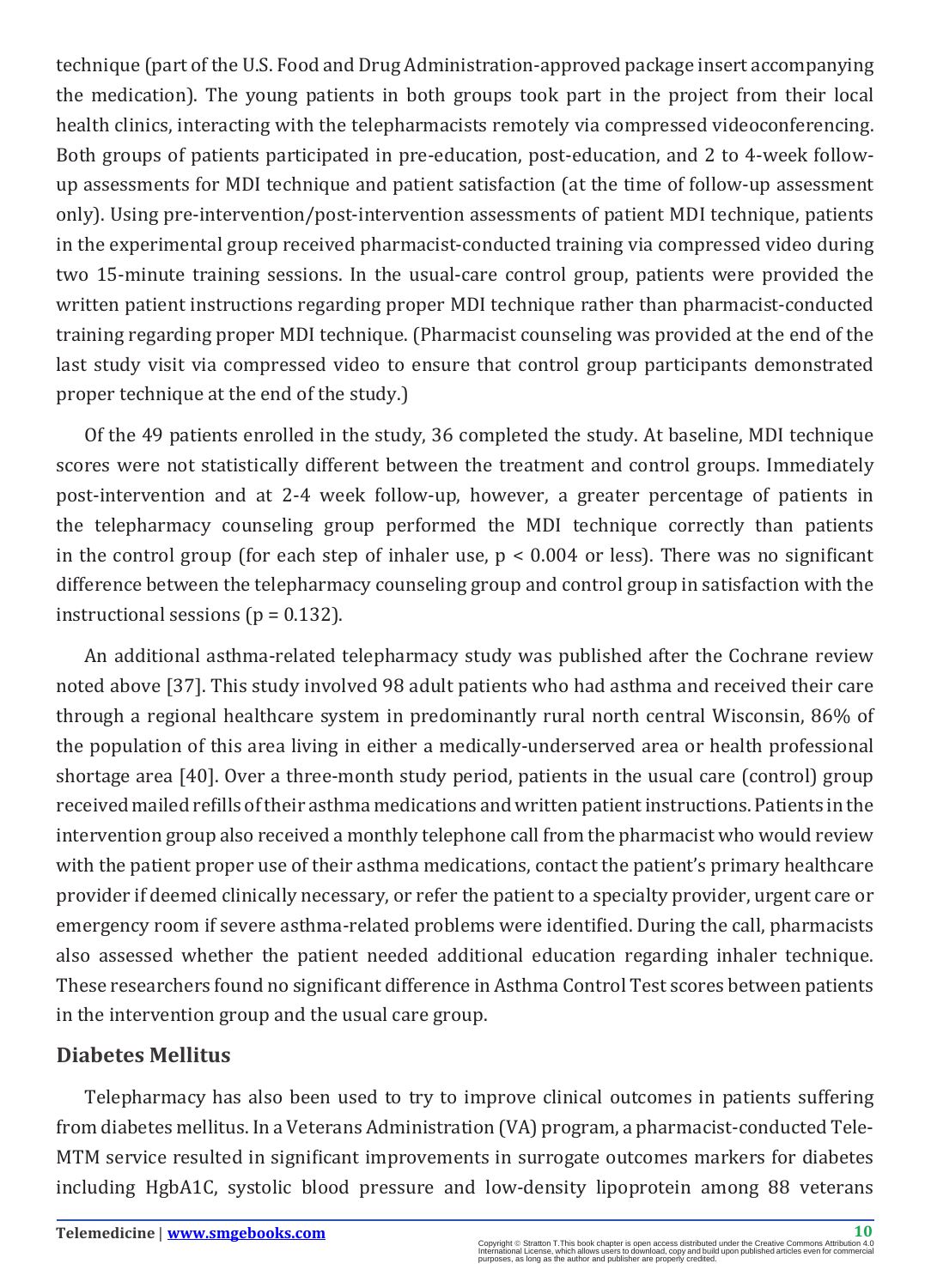technique (part of the U.S. Food and Drug Administration-approved package insert accompanying the medication). The young patients in both groups took part in the project from their local health clinics, interacting with the telepharmacists remotely via compressed videoconferencing. Both groups of patients participated in pre-education, post-education, and 2 to 4-week follow-up assessments for MDI technique and patient satisfaction (at the time of follow-up assessment only). Using pre-intervention/post-intervention assessments of patient MDI technique, patients in the experimental group received pharmacist-conducted training via compressed video during two 15-minute training sessions. In the usual-care control group, patients were provided the written patient instructions regarding proper MDI technique rather than pharmacist-conducted training regarding proper MDI technique. (Pharmacist counseling was provided at the end of the last study visit via compressed video to ensure that control group participants demonstrated proper technique at the end of the study.)

Of the 49 patients enrolled in the study, 36 completed the study. At baseline, MDI technique scores were not statistically different between the treatment and control groups. Immediately post-intervention and at 2-4 week follow-up, however, a greater percentage of patients in the telepharmacy counseling group performed the MDI technique correctly than patients in the control group (for each step of inhaler use, $p < 0.004$ or less). There was no significant difference between the telepharmacy counseling group and control group in satisfaction with the instructional sessions ($p = 0.132$).

An additional asthma-related telepharmacy study was published after the Cochrane review noted above [37]. This study involved 98 adult patients who had asthma and received their care through a regional healthcare system in predominantly rural north central Wisconsin, 86% of the population of this area living in either a medically-underserved area or health professional shortage area [40]. Over a three-month study period, patients in the usual care (control) group received mailed refills of their asthma medications and written patient instructions. Patients in the intervention group also received a monthly telephone call from the pharmacist who would review with the patient proper use of their asthma medications, contact the patient's primary healthcare provider if deemed clinically necessary, or refer the patient to a specialty provider, urgent care or emergency room if severe asthma-related problems were identified. During the call, pharmacists also assessed whether the patient needed additional education regarding inhaler technique. These researchers found no significant difference in Asthma Control Test scores between patients in the intervention group and the usual care group.

## Diabetes Mellitus

Telepharmacy has also been used to try to improve clinical outcomes in patients suffering from diabetes mellitus. In a Veterans Administration (VA) program, a pharmacist-conducted Tele-MTM service resulted in significant improvements in surrogate outcomes markers for diabetes including HgbA1C, systolic blood pressure and low-density lipoprotein among 88 veterans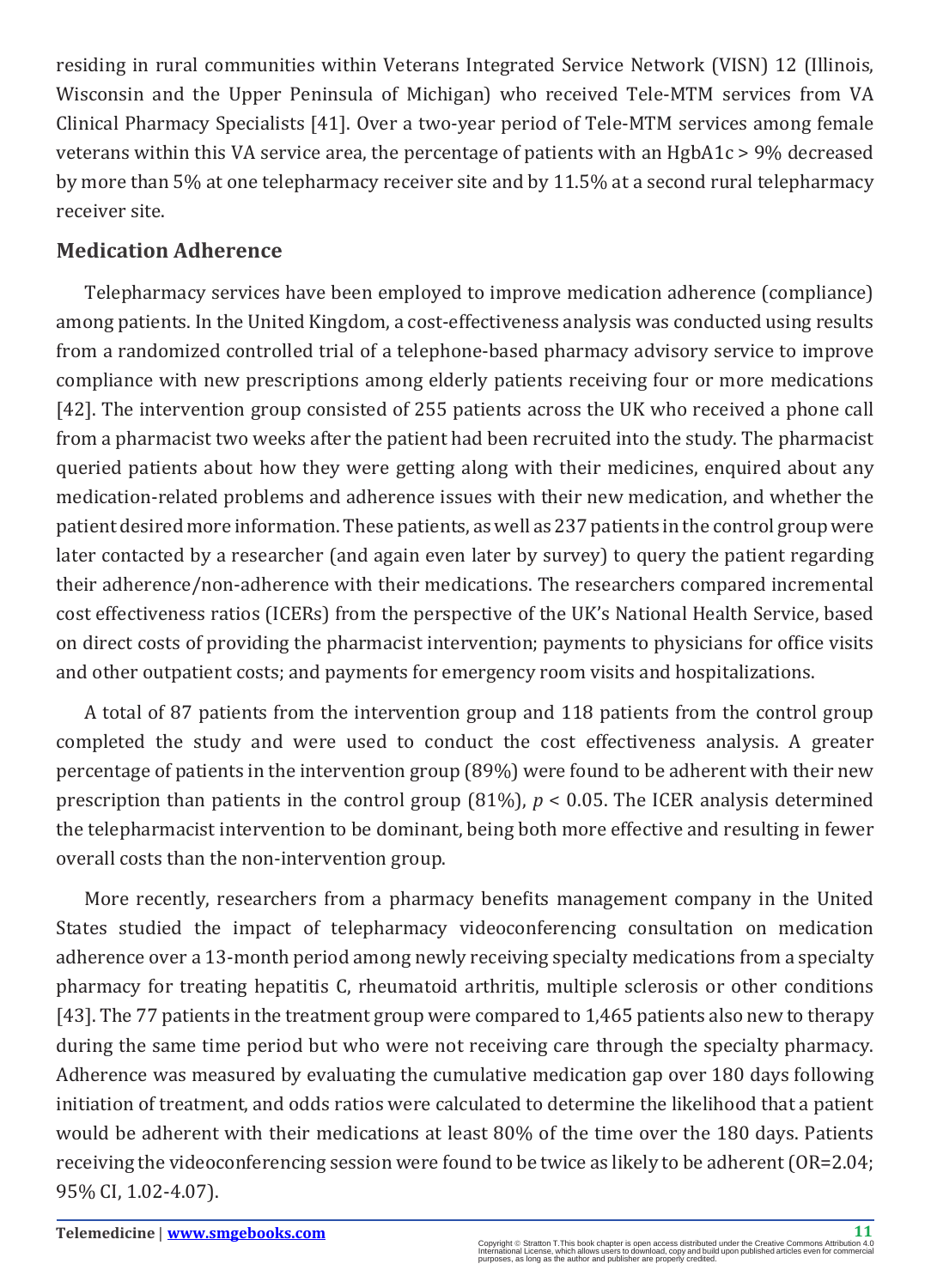residing in rural communities within Veterans Integrated Service Network (VISN) 12 (Illinois, Wisconsin and the Upper Peninsula of Michigan) who received Tele-MTM services from VA Clinical Pharmacy Specialists [41]. Over a two-year period of Tele-MTM services among female veterans within this VA service area, the percentage of patients with an HgbA1c > 9% decreased by more than 5% at one telepharmacy receiver site and by 11.5% at a second rural telepharmacy receiver site.

## Medication Adherence

Telepharmacy services have been employed to improve medication adherence (compliance) among patients. In the United Kingdom, a cost-effectiveness analysis was conducted using results from a randomized controlled trial of a telephone-based pharmacy advisory service to improve compliance with new prescriptions among elderly patients receiving four or more medications [42]. The intervention group consisted of 255 patients across the UK who received a phone call from a pharmacist two weeks after the patient had been recruited into the study. The pharmacist queried patients about how they were getting along with their medicines, enquired about any medication-related problems and adherence issues with their new medication, and whether the patient desired more information. These patients, as well as 237 patients in the control group were later contacted by a researcher (and again even later by survey) to query the patient regarding their adherence/non-adherence with their medications. The researchers compared incremental cost effectiveness ratios (ICERs) from the perspective of the UK's National Health Service, based on direct costs of providing the pharmacist intervention; payments to physicians for office visits and other outpatient costs; and payments for emergency room visits and hospitalizations.

A total of 87 patients from the intervention group and 118 patients from the control group completed the study and were used to conduct the cost effectiveness analysis. A greater percentage of patients in the intervention group (89%) were found to be adherent with their new prescription than patients in the control group (81%), $p < 0.05$. The ICER analysis determined the telepharmacist intervention to be dominant, being both more effective and resulting in fewer overall costs than the non-intervention group.

More recently, researchers from a pharmacy benefits management company in the United States studied the impact of telepharmacy videoconferencing consultation on medication adherence over a 13-month period among newly receiving specialty medications from a specialty pharmacy for treating hepatitis C, rheumatoid arthritis, multiple sclerosis or other conditions [43]. The 77 patients in the treatment group were compared to 1,465 patients also new to therapy during the same time period but who were not receiving care through the specialty pharmacy. Adherence was measured by evaluating the cumulative medication gap over 180 days following initiation of treatment, and odds ratios were calculated to determine the likelihood that a patient would be adherent with their medications at least 80% of the time over the 180 days. Patients receiving the videoconferencing session were found to be twice as likely to be adherent (OR=2.04; 95% CI, 1.02-4.07).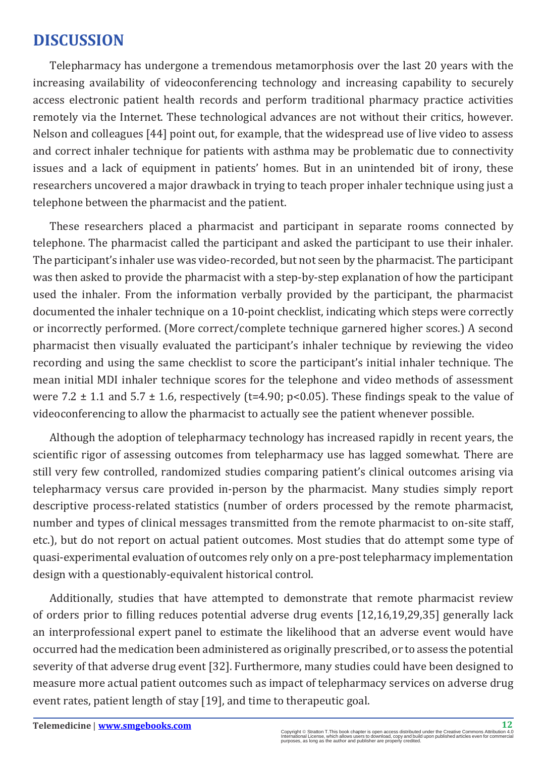## DISCUSSION

Telepharmacy has undergone a tremendous metamorphosis over the last 20 years with the increasing availability of videoconferencing technology and increasing capability to securely access electronic patient health records and perform traditional pharmacy practice activities remotely via the Internet. These technological advances are not without their critics, however. Nelson and colleagues [44] point out, for example, that the widespread use of live video to assess and correct inhaler technique for patients with asthma may be problematic due to connectivity issues and a lack of equipment in patients' homes. But in an unintended bit of irony, these researchers uncovered a major drawback in trying to teach proper inhaler technique using just a telephone between the pharmacist and the patient.

These researchers placed a pharmacist and participant in separate rooms connected by telephone. The pharmacist called the participant and asked the participant to use their inhaler. The participant's inhaler use was video-recorded, but not seen by the pharmacist. The participant was then asked to provide the pharmacist with a step-by-step explanation of how the participant used the inhaler. From the information verbally provided by the participant, the pharmacist documented the inhaler technique on a 10-point checklist, indicating which steps were correctly or incorrectly performed. (More correct/complete technique garnered higher scores.) A second pharmacist then visually evaluated the participant's inhaler technique by reviewing the video recording and using the same checklist to score the participant's initial inhaler technique. The mean initial MDI inhaler technique scores for the telephone and video methods of assessment were $7.2 \pm 1.1$ and $5.7 \pm 1.6$, respectively ($t=4.90$; $p<0.05$). These findings speak to the value of videoconferencing to allow the pharmacist to actually see the patient whenever possible.

Although the adoption of telepharmacy technology has increased rapidly in recent years, the scientific rigor of assessing outcomes from telepharmacy use has lagged somewhat. There are still very few controlled, randomized studies comparing patient's clinical outcomes arising via telepharmacy versus care provided in-person by the pharmacist. Many studies simply report descriptive process-related statistics (number of orders processed by the remote pharmacist, number and types of clinical messages transmitted from the remote pharmacist to on-site staff, etc.), but do not report on actual patient outcomes. Most studies that do attempt some type of quasi-experimental evaluation of outcomes rely only on a pre-post telepharmacy implementation design with a questionably-equivalent historical control.

Additionally, studies that have attempted to demonstrate that remote pharmacist review of orders prior to filling reduces potential adverse drug events [12,16,19,29,35] generally lack an interprofessional expert panel to estimate the likelihood that an adverse event would have occurred had the medication been administered as originally prescribed, or to assess the potential severity of that adverse drug event [32]. Furthermore, many studies could have been designed to measure more actual patient outcomes such as impact of telepharmacy services on adverse drug event rates, patient length of stay [19], and time to therapeutic goal.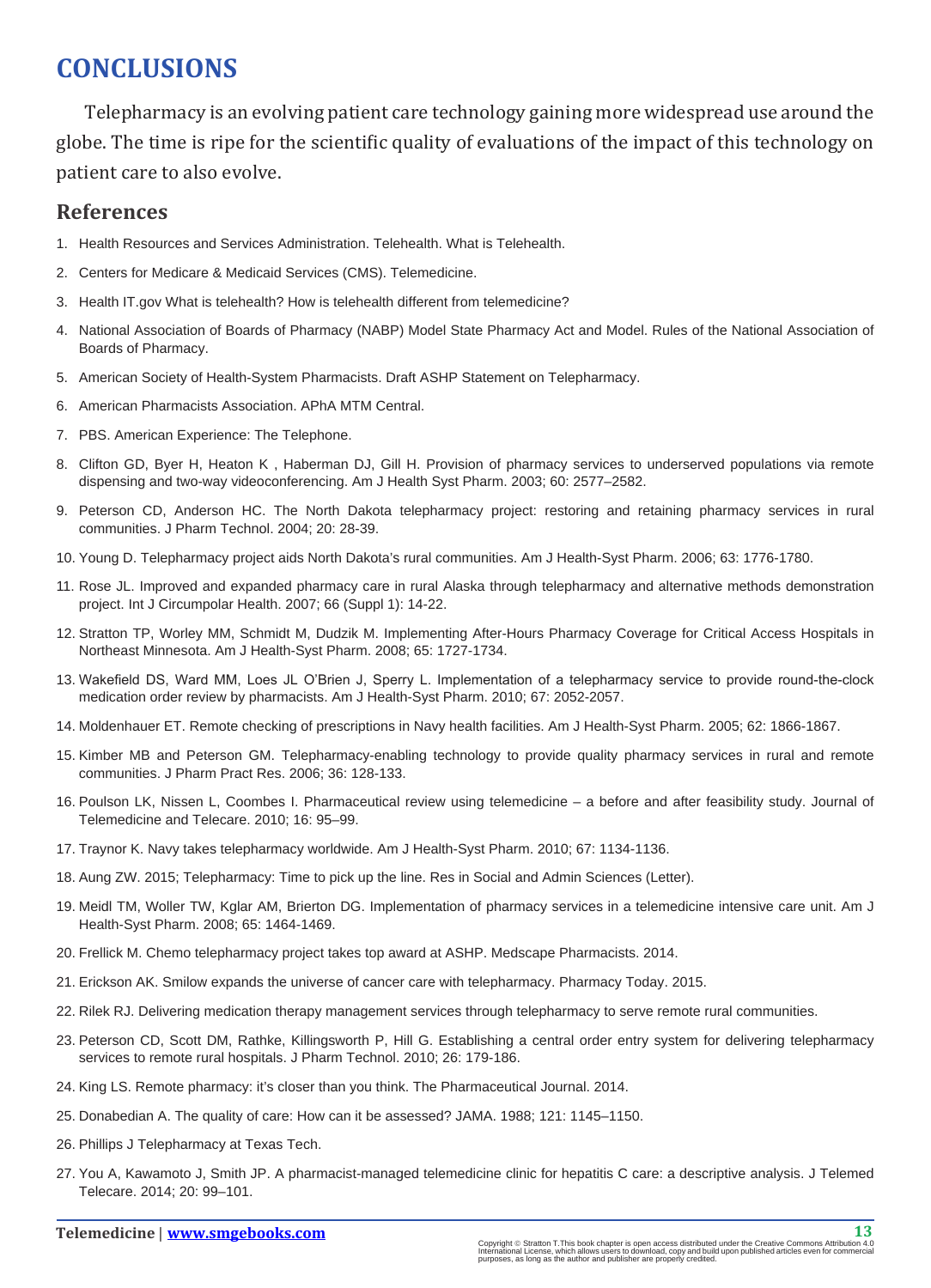# CONCLUSIONS

Telepharmacy is an evolving patient care technology gaining more widespread use around the globe. The time is ripe for the scientific quality of evaluations of the impact of this technology on patient care to also evolve.

## References

1. Health Resources and Services Administration. Telehealth. What is Telehealth.
2. Centers for Medicare & Medicaid Services (CMS). Telemedicine.
3. Health IT.gov What is telehealth? How is telehealth different from telemedicine?
4. National Association of Boards of Pharmacy (NABP) Model State Pharmacy Act and Model. Rules of the National Association of Boards of Pharmacy.
5. American Society of Health-System Pharmacists. Draft ASHP Statement on Telepharmacy.
6. American Pharmacists Association. APhA MTM Central.
7. PBS. American Experience: The Telephone.
8. Clifton GD, Byer H, Heaton K , Haberman DJ, Gill H. Provision of pharmacy services to underserved populations via remote dispensing and two-way videoconferencing. Am J Health Syst Pharm. 2003; 60: 2577–2582.
9. Peterson CD, Anderson HC. The North Dakota telepharmacy project: restoring and retaining pharmacy services in rural communities. J Pharm Technol. 2004; 20: 28-39.
10. Young D. Telepharmacy project aids North Dakota's rural communities. Am J Health-Syst Pharm. 2006; 63: 1776-1780.
11. Rose JL. Improved and expanded pharmacy care in rural Alaska through telepharmacy and alternative methods demonstration project. Int J Circumpolar Health. 2007; 66 (Suppl 1): 14-22.
12. Stratton TP, Worley MM, Schmidt M, Dudzik M. Implementing After-Hours Pharmacy Coverage for Critical Access Hospitals in Northeast Minnesota. Am J Health-Syst Pharm. 2008; 65: 1727-1734.
13. Wakefield DS, Ward MM, Loes JL O'Brien J, Sperry L. Implementation of a telepharmacy service to provide round-the-clock medication order review by pharmacists. Am J Health-Syst Pharm. 2010; 67: 2052-2057.
14. Moldenhauer ET. Remote checking of prescriptions in Navy health facilities. Am J Health-Syst Pharm. 2005; 62: 1866-1867.
15. Kimber MB and Peterson GM. Telepharmacy-enabling technology to provide quality pharmacy services in rural and remote communities. J Pharm Pract Res. 2006; 36: 128-133.
16. Poulson LK, Nissen L, Coombes I. Pharmaceutical review using telemedicine – a before and after feasibility study. Journal of Telemedicine and Telecare. 2010; 16: 95–99.
17. Traynor K. Navy takes telepharmacy worldwide. Am J Health-Syst Pharm. 2010; 67: 1134-1136.
18. Aung ZW. 2015; Telepharmacy: Time to pick up the line. Res in Social and Admin Sciences (Letter).
19. Meidl TM, Woller TW, Kglar AM, Brierton DG. Implementation of pharmacy services in a telemedicine intensive care unit. Am J Health-Syst Pharm. 2008; 65: 1464-1469.
20. Frellick M. Chemo telepharmacy project takes top award at ASHP. Medscape Pharmacists. 2014.
21. Erickson AK. Smilow expands the universe of cancer care with telepharmacy. Pharmacy Today. 2015.
22. Rilek RJ. Delivering medication therapy management services through telepharmacy to serve remote rural communities.
23. Peterson CD, Scott DM, Rathke, Killingsworth P, Hill G. Establishing a central order entry system for delivering telepharmacy services to remote rural hospitals. J Pharm Technol. 2010; 26: 179-186.
24. King LS. Remote pharmacy: it's closer than you think. The Pharmaceutical Journal. 2014.
25. Donabedian A. The quality of care: How can it be assessed? JAMA. 1988; 121: 1145–1150.
26. Phillips J Telepharmacy at Texas Tech.
27. You A, Kawamoto J, Smith JP. A pharmacist-managed telemedicine clinic for hepatitis C care: a descriptive analysis. J Telemed Telecare. 2014; 20: 99–101.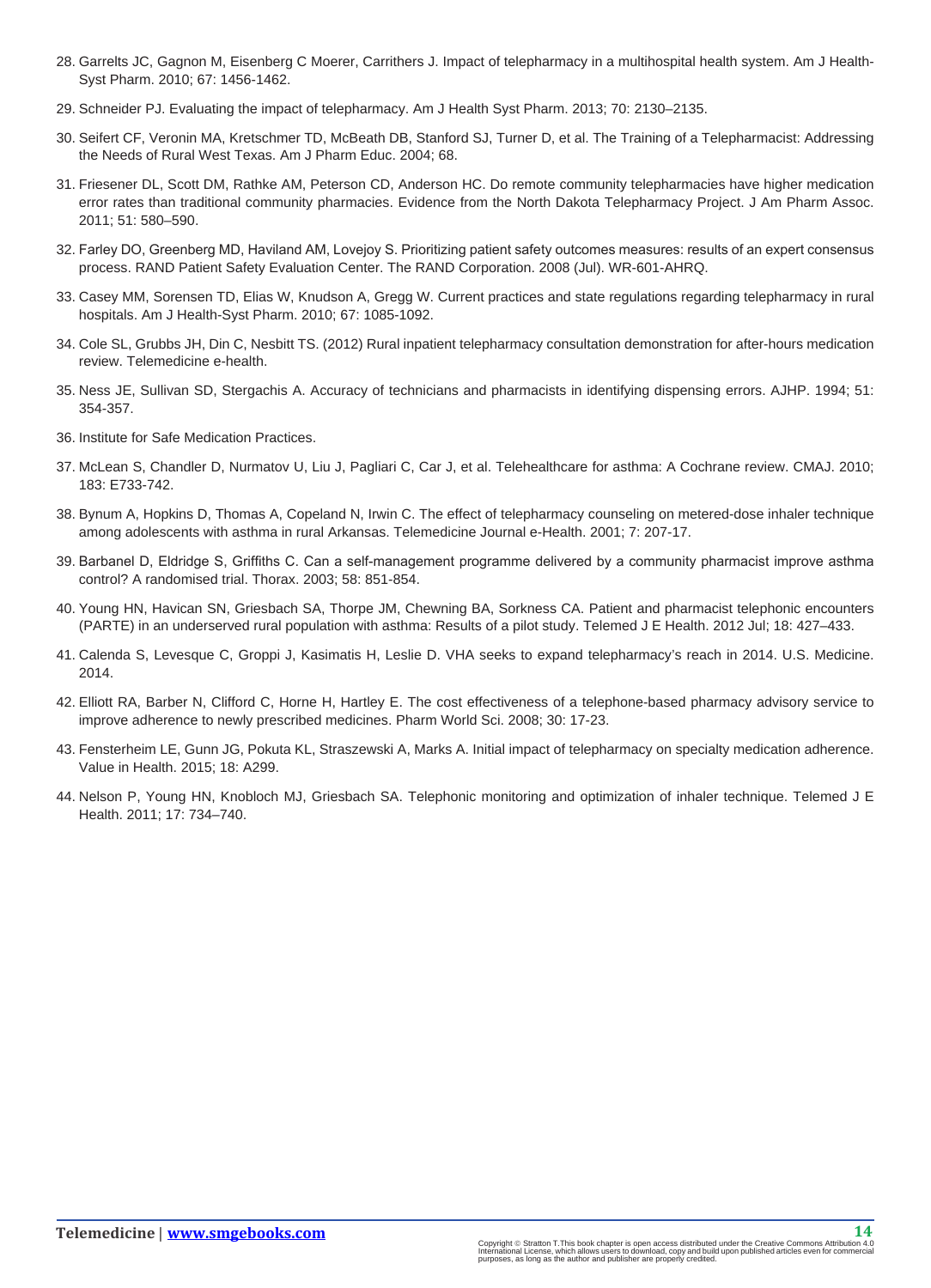28. Garrelts JC, Gagnon M, Eisenberg C Moerer, Carrithers J. Impact of telepharmacy in a multihospital health system. Am J Health-Syst Pharm. 2010; 67: 1456-1462.

29. Schneider PJ. Evaluating the impact of telepharmacy. Am J Health Syst Pharm. 2013; 70: 2130–2135.

30. Seifert CF, Veronin MA, Kretschmer TD, McBeath DB, Stanford SJ, Turner D, et al. The Training of a Telepharmacist: Addressing the Needs of Rural West Texas. Am J Pharm Educ. 2004; 68.

31. Friesener DL, Scott DM, Rathke AM, Peterson CD, Anderson HC. Do remote community telepharmacies have higher medication error rates than traditional community pharmacies. Evidence from the North Dakota Telepharmacy Project. J Am Pharm Assoc. 2011; 51: 580–590.

32. Farley DO, Greenberg MD, Haviland AM, Lovejoy S. Prioritizing patient safety outcomes measures: results of an expert consensus process. RAND Patient Safety Evaluation Center. The RAND Corporation. 2008 (Jul). WR-601-AHRQ.

33. Casey MM, Sorensen TD, Elias W, Knudson A, Gregg W. Current practices and state regulations regarding telepharmacy in rural hospitals. Am J Health-Syst Pharm. 2010; 67: 1085-1092.

34. Cole SL, Grubbs JH, Din C, Nesbitt TS. (2012) Rural inpatient telepharmacy consultation demonstration for after-hours medication review. Telemedicine e-health.

35. Ness JE, Sullivan SD, Stergachis A. Accuracy of technicians and pharmacists in identifying dispensing errors. AJHP. 1994; 51: 354-357.

36. Institute for Safe Medication Practices.

37. McLean S, Chandler D, Nurmatov U, Liu J, Pagliari C, Car J, et al. Telehealthcare for asthma: A Cochrane review. CMAJ. 2010; 183: E733-742.

38. Bynum A, Hopkins D, Thomas A, Copeland N, Irwin C. The effect of telepharmacy counseling on metered-dose inhaler technique among adolescents with asthma in rural Arkansas. Telemedicine Journal e-Health. 2001; 7: 207-17.

39. Barbanel D, Eldridge S, Griffiths C. Can a self-management programme delivered by a community pharmacist improve asthma control? A randomised trial. Thorax. 2003; 58: 851-854.

40. Young HN, Havican SN, Griesbach SA, Thorpe JM, Chewning BA, Sorkness CA. Patient and pharmacist telephonic encounters (PARTE) in an underserved rural population with asthma: Results of a pilot study. Telemed J E Health. 2012 Jul; 18: 427–433.

41. Calenda S, Levesque C, Groppi J, Kasimatis H, Leslie D. VHA seeks to expand telepharmacy's reach in 2014. U.S. Medicine. 2014.

42. Elliott RA, Barber N, Clifford C, Horne H, Hartley E. The cost effectiveness of a telephone-based pharmacy advisory service to improve adherence to newly prescribed medicines. Pharm World Sci. 2008; 30: 17-23.

43. Fensterheim LE, Gunn JG, Pokuta KL, Straszewski A, Marks A. Initial impact of telepharmacy on specialty medication adherence. Value in Health. 2015; 18: A299.

44. Nelson P, Young HN, Knobloch MJ, Griesbach SA. Telephonic monitoring and optimization of inhaler technique. Telemed J E Health. 2011; 17: 734–740.